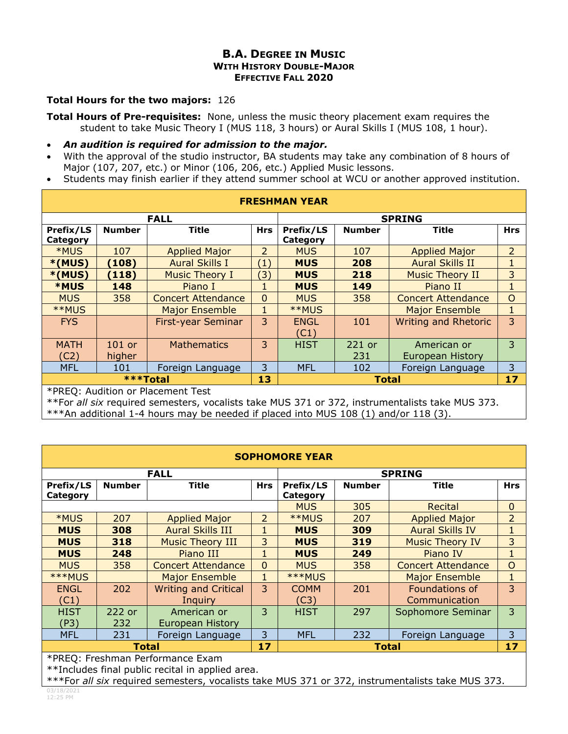# B.A. Degree in Music
## With History Double-Major
### Effective Fall 2020

**Total Hours for the two majors:** 126

**Total Hours of Pre-requisites:** None, unless the music theory placement exam requires the student to take Music Theory I (MUS 118, 3 hours) or Aural Skills I (MUS 108, 1 hour).

- ***An audition is required for admission to the major.***
- With the approval of the studio instructor, BA students may take any combination of 8 hours of Major (107, 207, etc.) or Minor (106, 206, etc.) Applied Music lessons.
- Students may finish earlier if they attend summer school at WCU or another approved institution.

| FRESHMAN YEAR | | | | | | | |
|---|---|---|---|---|---|---|---|
| **FALL** | | | | **SPRING** | | | |
| **Prefix/LS Category** | **Number** | **Title** | **Hrs** | **Prefix/LS Category** | **Number** | **Title** | **Hrs** |
| *MUS | 107 | Applied Major | 2 | MUS | 107 | Applied Major | 2 |
| ***(MUS)** | **(108)** | Aural Skills I | (1) | **MUS** | **208** | Aural Skills II | 1 |
| ***(MUS)** | **(118)** | Music Theory I | (3) | **MUS** | **218** | Music Theory II | 3 |
| ***MUS** | **148** | Piano I | 1 | **MUS** | **149** | Piano II | 1 |
| MUS | 358 | Concert Attendance | 0 | MUS | 358 | Concert Attendance | O |
| **MUS | | Major Ensemble | 1 | **MUS | | Major Ensemble | 1 |
| FYS | | First-year Seminar | 3 | ENGL (C1) | 101 | Writing and Rhetoric | 3 |
| MATH (C2) | 101 or higher | Mathematics | 3 | HIST | 221 or 231 | American or European History | 3 |
| MFL | 101 | Foreign Language | 3 | MFL | 102 | Foreign Language | 3 |
| ***Total*** | | | **13** | **Total** | | | **17** |

*PREQ: Audition or Placement Test
**For *all six* required semesters, vocalists take MUS 371 or 372, instrumentalists take MUS 373.
***An additional 1-4 hours may be needed if placed into MUS 108 (1) and/or 118 (3).

| SOPHOMORE YEAR | | | | | | | |
|---|---|---|---|---|---|---|---|
| **FALL** | | | | **SPRING** | | | |
| **Prefix/LS Category** | **Number** | **Title** | **Hrs** | **Prefix/LS Category** | **Number** | **Title** | **Hrs** |
| | | | | MUS | 305 | Recital | 0 |
| *MUS | 207 | Applied Major | 2 | **MUS | 207 | Applied Major | 2 |
| **MUS** | **308** | Aural Skills III | 1 | **MUS** | **309** | Aural Skills IV | 1 |
| **MUS** | **318** | Music Theory III | 3 | **MUS** | **319** | Music Theory IV | 3 |
| **MUS** | **248** | Piano III | 1 | **MUS** | **249** | Piano IV | 1 |
| MUS | 358 | Concert Attendance | 0 | MUS | 358 | Concert Attendance | O |
| ***MUS | | Major Ensemble | 1 | ***MUS | | Major Ensemble | 1 |
| ENGL (C1) | 202 | Writing and Critical Inquiry | 3 | COMM (C3) | 201 | Foundations of Communication | 3 |
| HIST (P3) | 222 or 232 | American or European History | 3 | HIST | 297 | Sophomore Seminar | 3 |
| MFL | 231 | Foreign Language | 3 | MFL | 232 | Foreign Language | 3 |
| **Total** | | | **17** | **Total** | | | **17** |

*PREQ: Freshman Performance Exam
**Includes final public recital in applied area.
***For *all six* required semesters, vocalists take MUS 371 or 372, instrumentalists take MUS 373.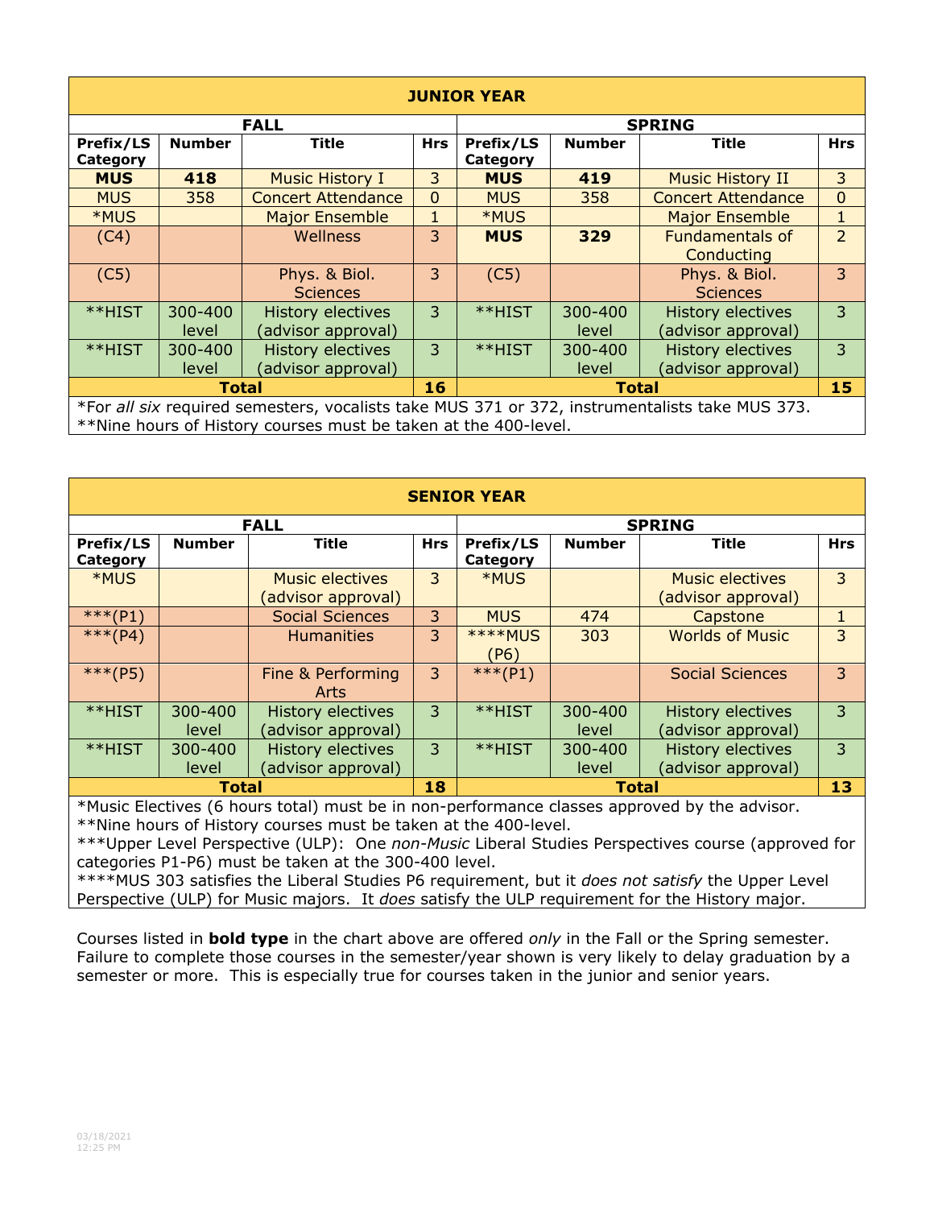| JUNIOR YEAR | | | | | | | |
|---|---|---|---|---|---|---|---|
| FALL | | | | SPRING | | | |
| **Prefix/LS Category** | **Number** | **Title** | **Hrs** | **Prefix/LS Category** | **Number** | **Title** | **Hrs** |
| **MUS** | **418** | Music History I | 3 | **MUS** | **419** | Music History II | 3 |
| MUS | 358 | Concert Attendance | 0 | MUS | 358 | Concert Attendance | 0 |
| *MUS | | Major Ensemble | 1 | *MUS | | Major Ensemble | 1 |
| (C4) | | Wellness | 3 | **MUS** | **329** | Fundamentals of Conducting | 2 |
| (C5) | | Phys. & Biol. Sciences | 3 | (C5) | | Phys. & Biol. Sciences | 3 |
| **HIST | 300-400 level | History electives (advisor approval) | 3 | **HIST | 300-400 level | History electives (advisor approval) | 3 |
| **HIST | 300-400 level | History electives (advisor approval) | 3 | **HIST | 300-400 level | History electives (advisor approval) | 3 |
| **Total** | | | **16** | **Total** | | | **15** |

*For *all six* required semesters, vocalists take MUS 371 or 372, instrumentalists take MUS 373.
**Nine hours of History courses must be taken at the 400-level.

| SENIOR YEAR | | | | | | | |
|---|---|---|---|---|---|---|---|
| FALL | | | | SPRING | | | |
| **Prefix/LS Category** | **Number** | **Title** | **Hrs** | **Prefix/LS Category** | **Number** | **Title** | **Hrs** |
| *MUS | | Music electives (advisor approval) | 3 | *MUS | | Music electives (advisor approval) | 3 |
| ***(P1) | | Social Sciences | 3 | MUS | 474 | Capstone | 1 |
| ***(P4) | | Humanities | 3 | ****MUS (P6) | 303 | Worlds of Music | 3 |
| ***(P5) | | Fine & Performing Arts | 3 | ***(P1) | | Social Sciences | 3 |
| **HIST | 300-400 level | History electives (advisor approval) | 3 | **HIST | 300-400 level | History electives (advisor approval) | 3 |
| **HIST | 300-400 level | History electives (advisor approval) | 3 | **HIST | 300-400 level | History electives (advisor approval) | 3 |
| **Total** | | | **18** | **Total** | | | **13** |

*Music Electives (6 hours total) must be in non-performance classes approved by the advisor.
**Nine hours of History courses must be taken at the 400-level.
***Upper Level Perspective (ULP): One *non-Music* Liberal Studies Perspectives course (approved for categories P1-P6) must be taken at the 300-400 level.
****MUS 303 satisfies the Liberal Studies P6 requirement, but it *does not satisfy* the Upper Level Perspective (ULP) for Music majors. It *does* satisfy the ULP requirement for the History major.

Courses listed in **bold type** in the chart above are offered *only* in the Fall or the Spring semester. Failure to complete those courses in the semester/year shown is very likely to delay graduation by a semester or more. This is especially true for courses taken in the junior and senior years.